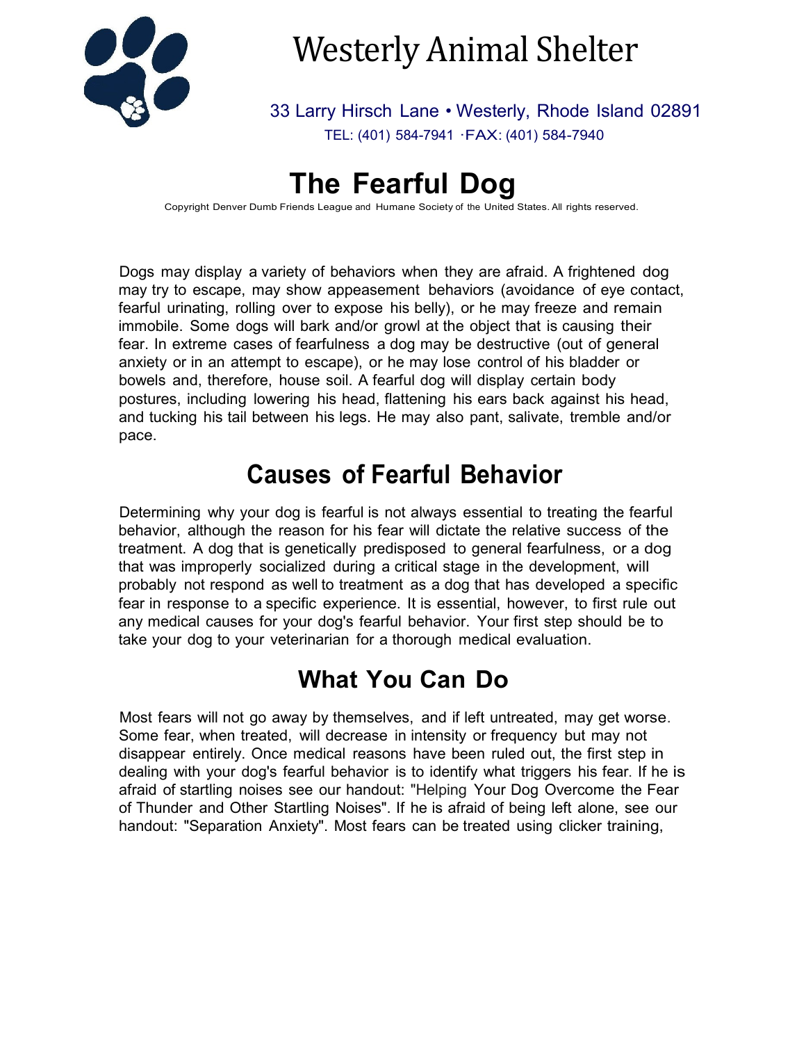# Westerly Animal Shelter

33 Larry Hirsch Lane • Westerly, Rhode Island 02891
TEL: (401) 584-7941 ·FAX: (401) 584-7940

# The Fearful Dog

Copyright Denver Dumb Friends League and Humane Society of the United States. All rights reserved.

Dogs may display a variety of behaviors when they are afraid. A frightened dog may try to escape, may show appeasement behaviors (avoidance of eye contact, fearful urinating, rolling over to expose his belly), or he may freeze and remain immobile. Some dogs will bark and/or growl at the object that is causing their fear. In extreme cases of fearfulness a dog may be destructive (out of general anxiety or in an attempt to escape), or he may lose control of his bladder or bowels and, therefore, house soil. A fearful dog will display certain body postures, including lowering his head, flattening his ears back against his head, and tucking his tail between his legs. He may also pant, salivate, tremble and/or pace.

## Causes of Fearful Behavior

Determining why your dog is fearful is not always essential to treating the fearful behavior, although the reason for his fear will dictate the relative success of the treatment. A dog that is genetically predisposed to general fearfulness, or a dog that was improperly socialized during a critical stage in the development, will probably not respond as well to treatment as a dog that has developed a specific fear in response to a specific experience. It is essential, however, to first rule out any medical causes for your dog's fearful behavior. Your first step should be to take your dog to your veterinarian for a thorough medical evaluation.

## What You Can Do

Most fears will not go away by themselves, and if left untreated, may get worse. Some fear, when treated, will decrease in intensity or frequency but may not disappear entirely. Once medical reasons have been ruled out, the first step in dealing with your dog's fearful behavior is to identify what triggers his fear. If he is afraid of startling noises see our handout: "Helping Your Dog Overcome the Fear of Thunder and Other Startling Noises". If he is afraid of being left alone, see our handout: "Separation Anxiety". Most fears can be treated using clicker training,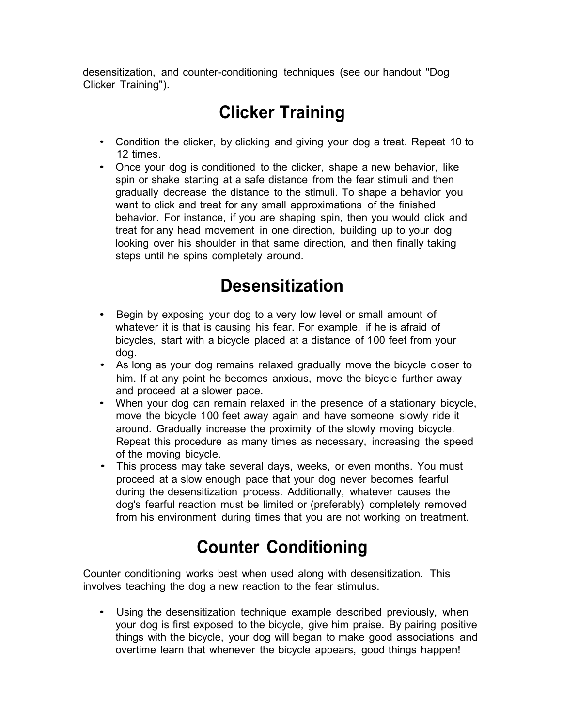desensitization, and counter-conditioning techniques (see our handout "Dog Clicker Training").

## Clicker Training

- Condition the clicker, by clicking and giving your dog a treat. Repeat 10 to 12 times.
- Once your dog is conditioned to the clicker, shape a new behavior, like spin or shake starting at a safe distance from the fear stimuli and then gradually decrease the distance to the stimuli. To shape a behavior you want to click and treat for any small approximations of the finished behavior. For instance, if you are shaping spin, then you would click and treat for any head movement in one direction, building up to your dog looking over his shoulder in that same direction, and then finally taking steps until he spins completely around.

## Desensitization

- Begin by exposing your dog to a very low level or small amount of whatever it is that is causing his fear. For example, if he is afraid of bicycles, start with a bicycle placed at a distance of 100 feet from your dog.
- As long as your dog remains relaxed gradually move the bicycle closer to him. If at any point he becomes anxious, move the bicycle further away and proceed at a slower pace.
- When your dog can remain relaxed in the presence of a stationary bicycle, move the bicycle 100 feet away again and have someone slowly ride it around. Gradually increase the proximity of the slowly moving bicycle. Repeat this procedure as many times as necessary, increasing the speed of the moving bicycle.
- This process may take several days, weeks, or even months. You must proceed at a slow enough pace that your dog never becomes fearful during the desensitization process. Additionally, whatever causes the dog's fearful reaction must be limited or (preferably) completely removed from his environment during times that you are not working on treatment.

## Counter Conditioning

Counter conditioning works best when used along with desensitization. This involves teaching the dog a new reaction to the fear stimulus.

- Using the desensitization technique example described previously, when your dog is first exposed to the bicycle, give him praise. By pairing positive things with the bicycle, your dog will began to make good associations and overtime learn that whenever the bicycle appears, good things happen!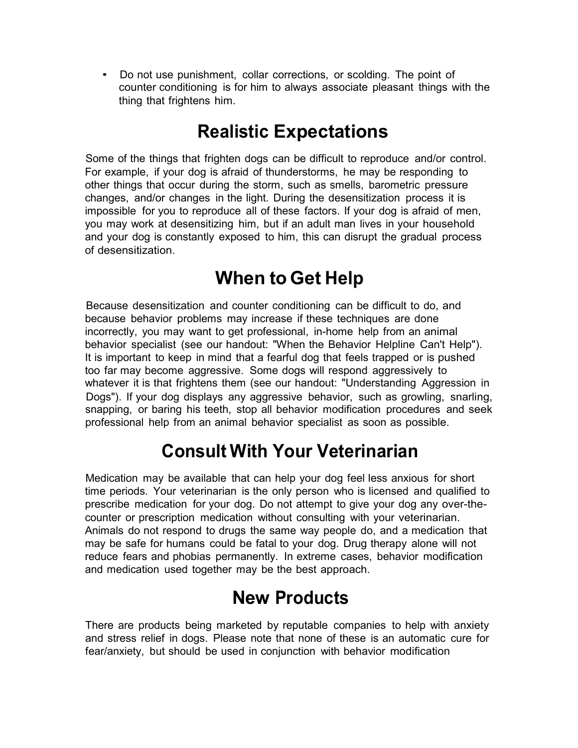- Do not use punishment, collar corrections, or scolding. The point of counter conditioning is for him to always associate pleasant things with the thing that frightens him.

## Realistic Expectations

Some of the things that frighten dogs can be difficult to reproduce and/or control. For example, if your dog is afraid of thunderstorms, he may be responding to other things that occur during the storm, such as smells, barometric pressure changes, and/or changes in the light. During the desensitization process it is impossible for you to reproduce all of these factors. If your dog is afraid of men, you may work at desensitizing him, but if an adult man lives in your household and your dog is constantly exposed to him, this can disrupt the gradual process of desensitization.

## When to Get Help

Because desensitization and counter conditioning can be difficult to do, and because behavior problems may increase if these techniques are done incorrectly, you may want to get professional, in-home help from an animal behavior specialist (see our handout: "When the Behavior Helpline Can't Help"). It is important to keep in mind that a fearful dog that feels trapped or is pushed too far may become aggressive. Some dogs will respond aggressively to whatever it is that frightens them (see our handout: "Understanding Aggression in Dogs"). If your dog displays any aggressive behavior, such as growling, snarling, snapping, or baring his teeth, stop all behavior modification procedures and seek professional help from an animal behavior specialist as soon as possible.

## Consult With Your Veterinarian

Medication may be available that can help your dog feel less anxious for short time periods. Your veterinarian is the only person who is licensed and qualified to prescribe medication for your dog. Do not attempt to give your dog any over-the-counter or prescription medication without consulting with your veterinarian. Animals do not respond to drugs the same way people do, and a medication that may be safe for humans could be fatal to your dog. Drug therapy alone will not reduce fears and phobias permanently. In extreme cases, behavior modification and medication used together may be the best appoach.

## New Products

There are products being marketed by reputable companies to help with anxiety and stress relief in dogs. Please note that none of these is an automatic cure for fear/anxiety, but should be used in conjunction with behavior modification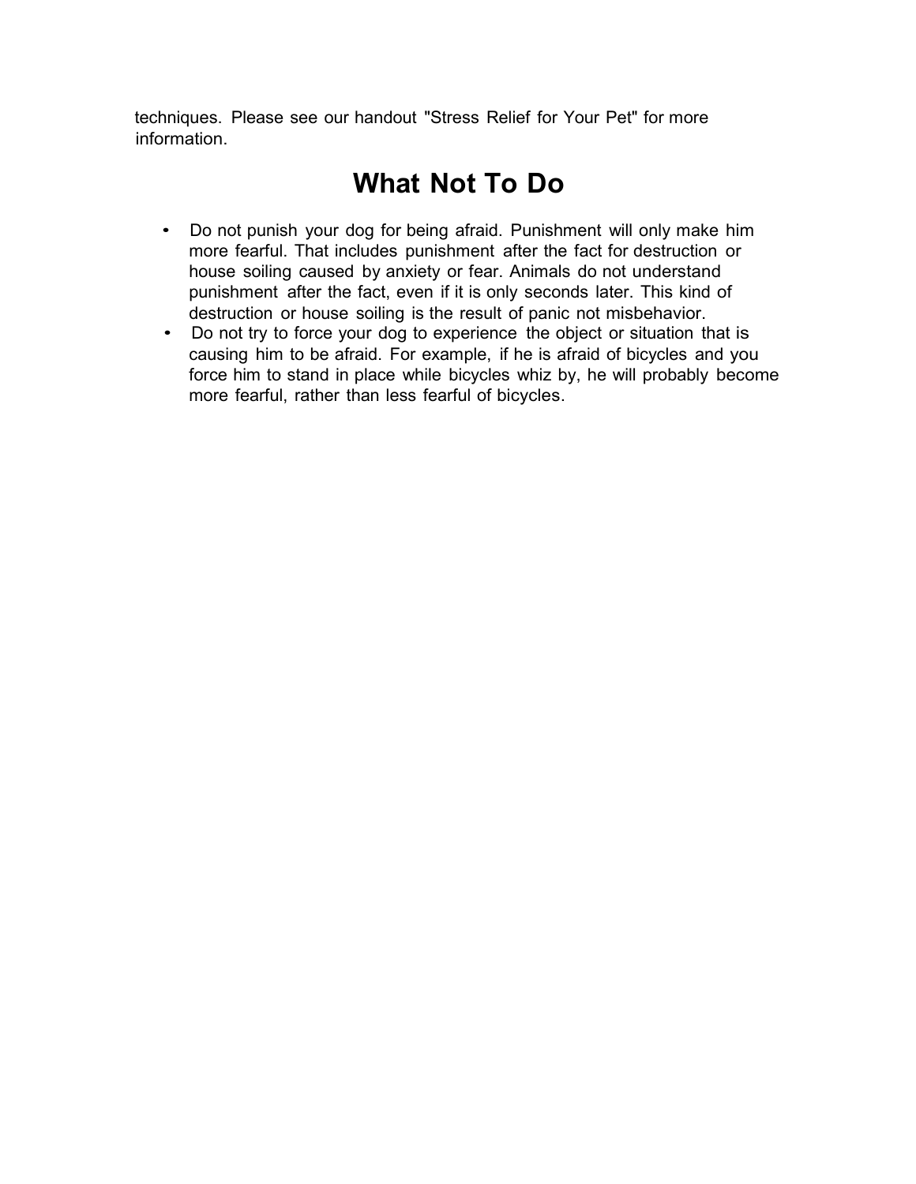techniques. Please see our handout "Stress Relief for Your Pet" for more information.

## What Not To Do

- Do not punish your dog for being afraid. Punishment will only make him more fearful. That includes punishment after the fact for destruction or house soiling caused by anxiety or fear. Animals do not understand punishment after the fact, even if it is only seconds later. This kind of destruction or house soiling is the result of panic not misbehavior.
- Do not try to force your dog to experience the object or situation that is causing him to be afraid. For example, if he is afraid of bicycles and you force him to stand in place while bicycles whiz by, he will probably become more fearful, rather than less fearful of bicycles.